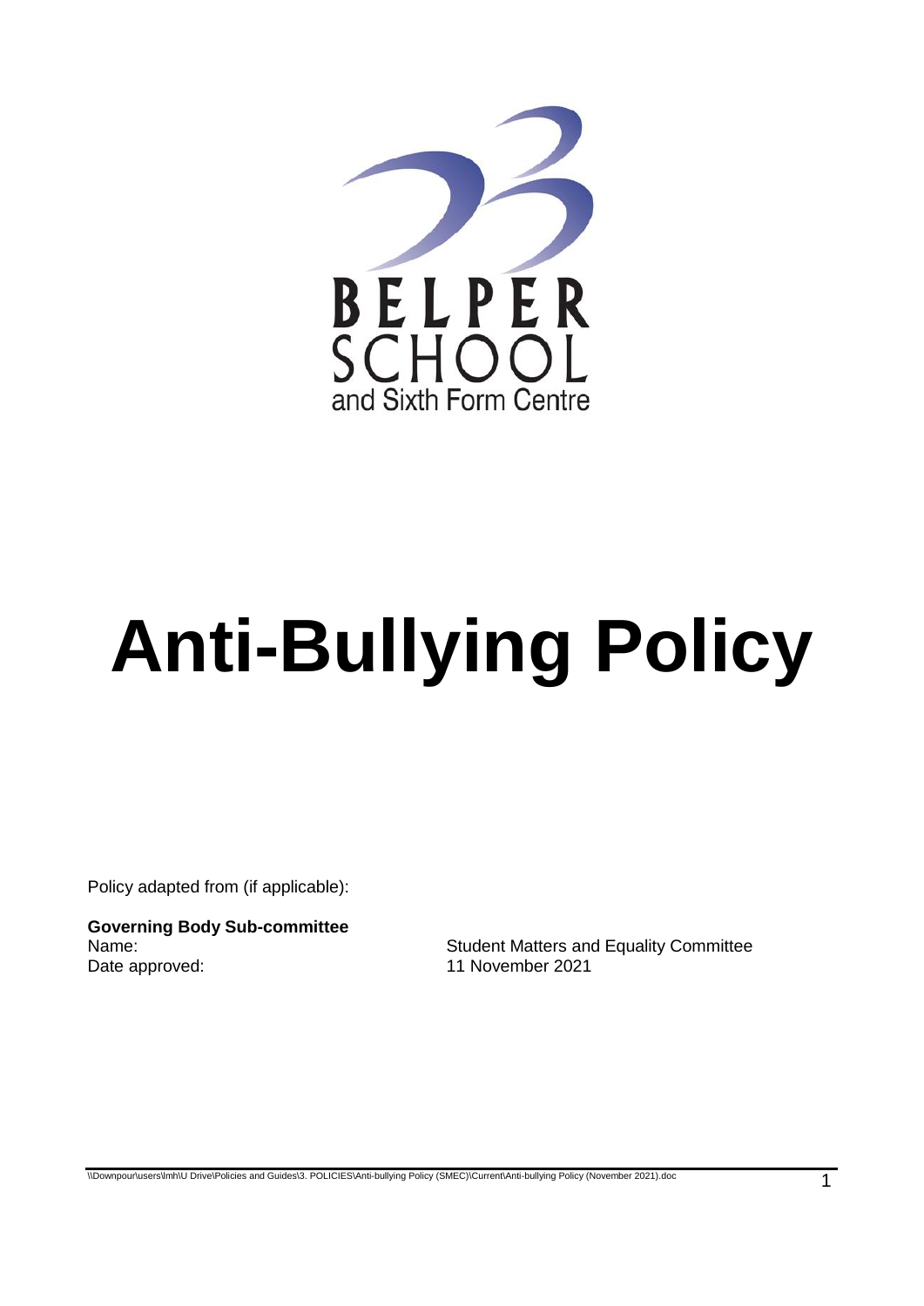BELPER SCHOOL
and Sixth Form Centre

# Anti-Bullying Policy

Policy adapted from (if applicable):

**Governing Body Sub-committee**

Name: Student Matters and Equality Committee

Date approved: 11 November 2021

\\Downpour\users\lmh\U Drive\Policies and Guides\3. POLICIES\Anti-bullying Policy (SMEC)\Current\Anti-bullying Policy (November 2021).doc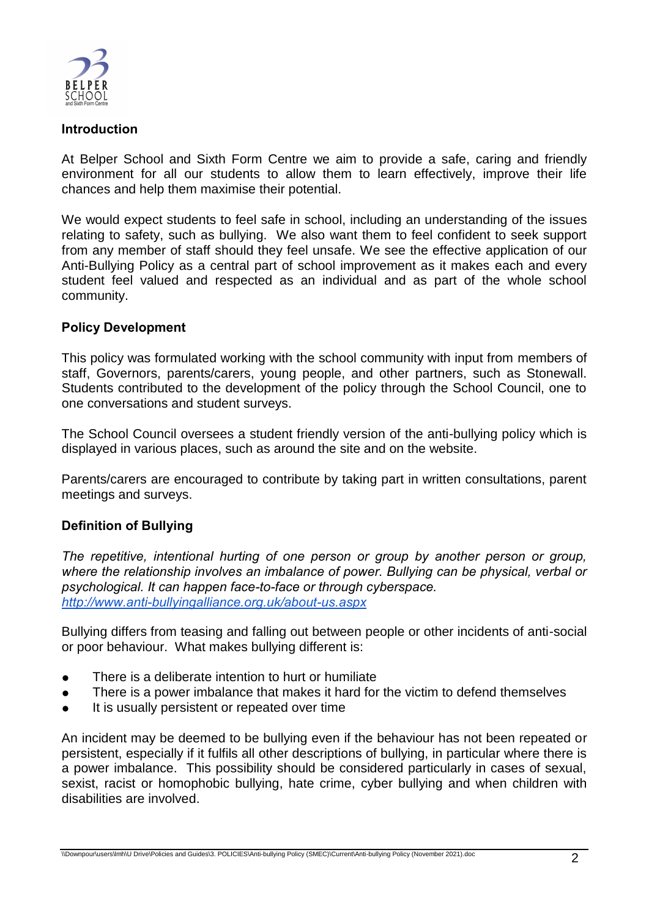## Introduction

At Belper School and Sixth Form Centre we aim to provide a safe, caring and friendly environment for all our students to allow them to learn effectively, improve their life chances and help them maximise their potential.

We would expect students to feel safe in school, including an understanding of the issues relating to safety, such as bullying. We also want them to feel confident to seek support from any member of staff should they feel unsafe. We see the effective application of our Anti-Bullying Policy as a central part of school improvement as it makes each and every student feel valued and respected as an individual and as part of the whole school community.

## Policy Development

This policy was formulated working with the school community with input from members of staff, Governors, parents/carers, young people, and other partners, such as Stonewall. Students contributed to the development of the policy through the School Council, one to one conversations and student surveys.

The School Council oversees a student friendly version of the anti-bullying policy which is displayed in various places, such as around the site and on the website.

Parents/carers are encouraged to contribute by taking part in written consultations, parent meetings and surveys.

## Definition of Bullying

*The repetitive, intentional hurting of one person or group by another person or group, where the relationship involves an imbalance of power. Bullying can be physical, verbal or psychological. It can happen face-to-face or through cyberspace.*
*http://www.anti-bullyingalliance.org.uk/about-us.aspx*

Bullying differs from teasing and falling out between people or other incidents of anti-social or poor behaviour. What makes bullying different is:

- There is a deliberate intention to hurt or humiliate
- There is a power imbalance that makes it hard for the victim to defend themselves
- It is usually persistent or repeated over time

An incident may be deemed to be bullying even if the behaviour has not been repeated or persistent, especially if it fulfils all other descriptions of bullying, in particular where there is a power imbalance. This possibility should be considered particularly in cases of sexual, sexist, racist or homophobic bullying, hate crime, cyber bullying and when children with disabilities are involved.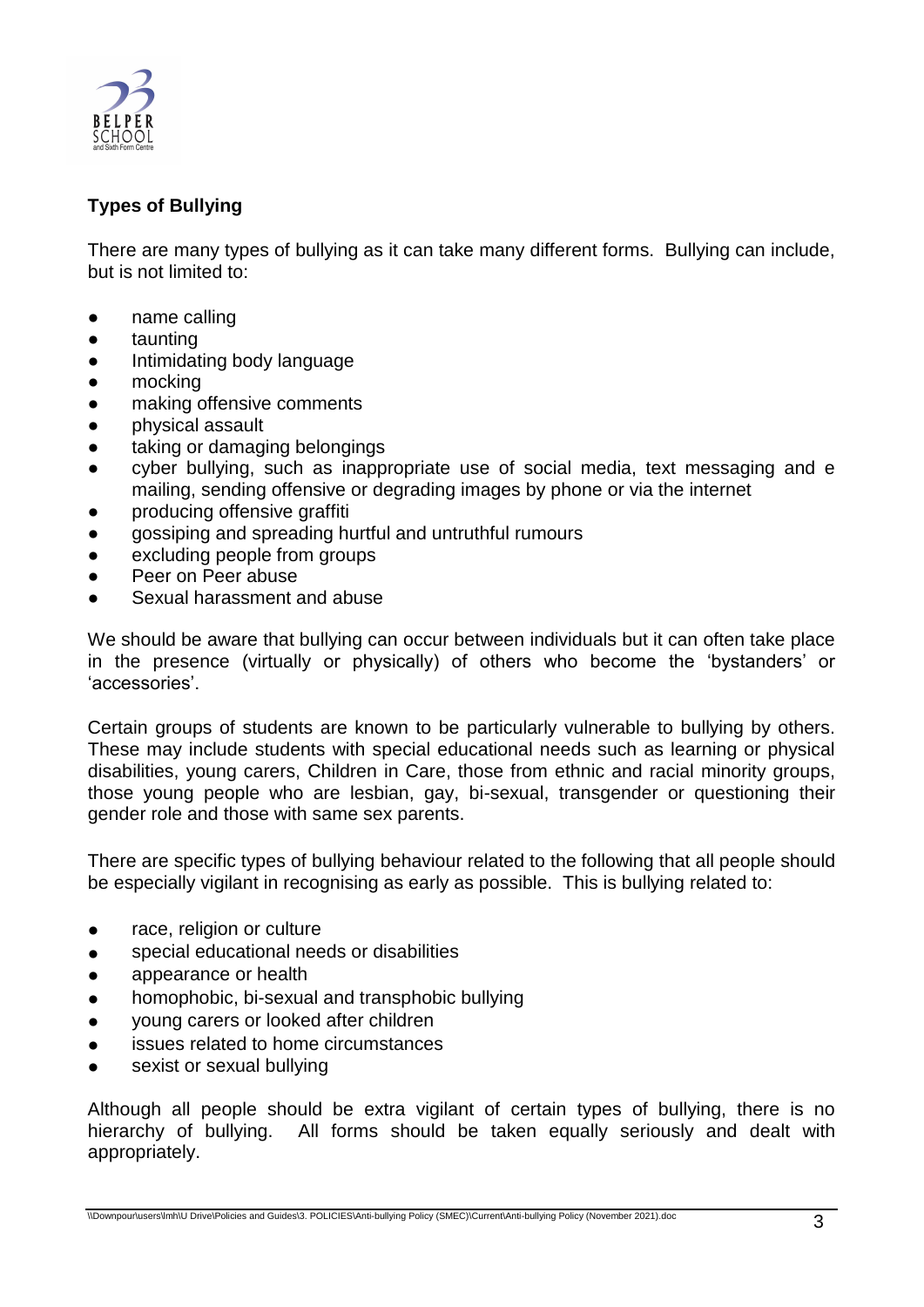**Types of Bullying**

There are many types of bullying as it can take many different forms. Bullying can include, but is not limited to:

- name calling
- taunting
- Intimidating body language
- mocking
- making offensive comments
- physical assault
- taking or damaging belongings
- cyber bullying, such as inappropriate use of social media, text messaging and e mailing, sending offensive or degrading images by phone or via the internet
- producing offensive graffiti
- gossiping and spreading hurtful and untruthful rumours
- excluding people from groups
- Peer on Peer abuse
- Sexual harassment and abuse

We should be aware that bullying can occur between individuals but it can often take place in the presence (virtually or physically) of others who become the 'bystanders' or 'accessories'.

Certain groups of students are known to be particularly vulnerable to bullying by others. These may include students with special educational needs such as learning or physical disabilities, young carers, Children in Care, those from ethnic and racial minority groups, those young people who are lesbian, gay, bi-sexual, transgender or questioning their gender role and those with same sex parents.

There are specific types of bullying behaviour related to the following that all people should be especially vigilant in recognising as early as possible. This is bullying related to:

- race, religion or culture
- special educational needs or disabilities
- appearance or health
- homophobic, bi-sexual and transphobic bullying
- young carers or looked after children
- issues related to home circumstances
- sexist or sexual bullying

Although all people should be extra vigilant of certain types of bullying, there is no hierarchy of bullying. All forms should be taken equally seriously and dealt with appropriately.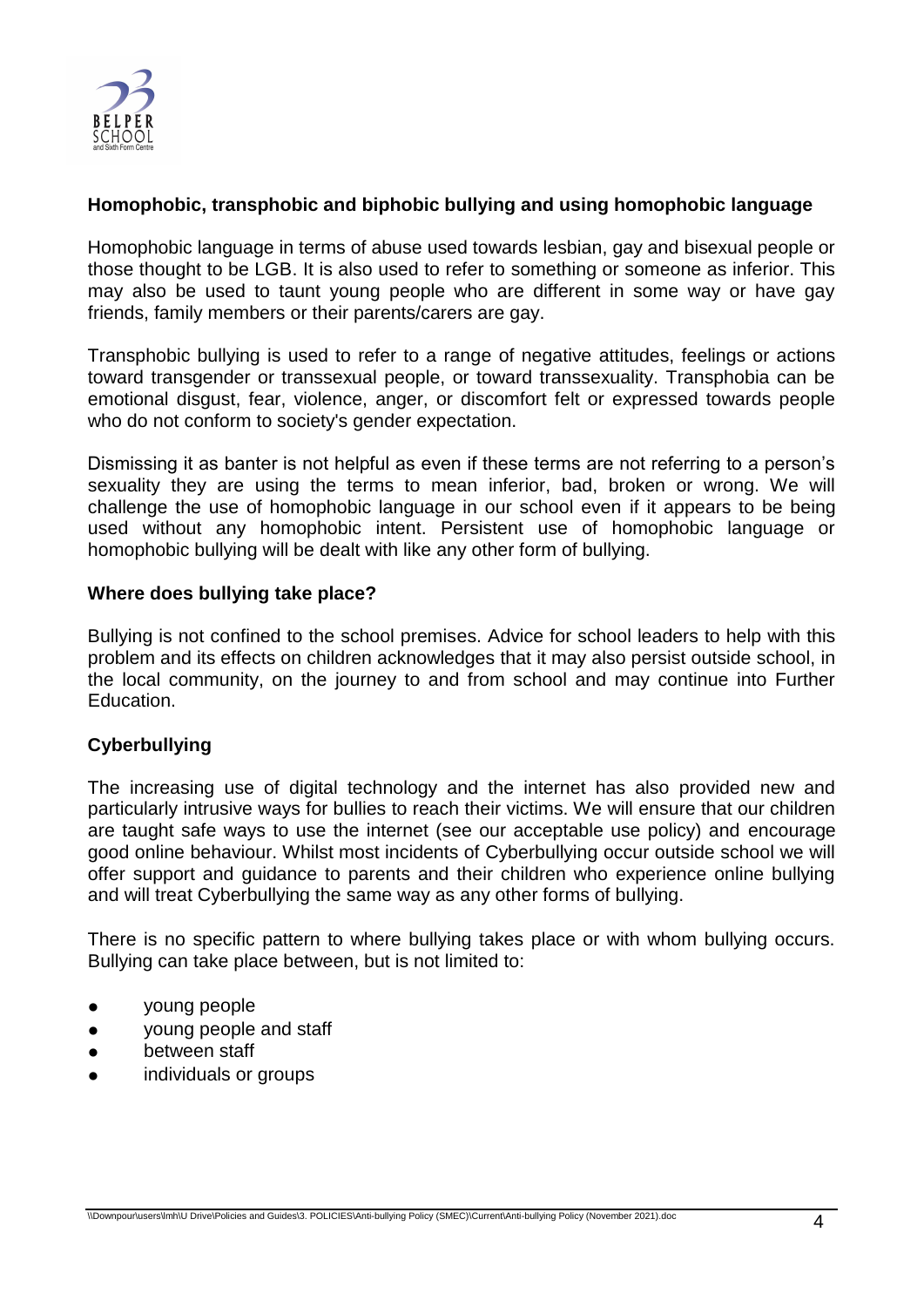**Homophobic, transphobic and biphobic bullying and using homophobic language**

Homophobic language in terms of abuse used towards lesbian, gay and bisexual people or those thought to be LGB. It is also used to refer to something or someone as inferior. This may also be used to taunt young people who are different in some way or have gay friends, family members or their parents/carers are gay.

Transphobic bullying is used to refer to a range of negative attitudes, feelings or actions toward transgender or transsexual people, or toward transsexuality. Transphobia can be emotional disgust, fear, violence, anger, or discomfort felt or expressed towards people who do not conform to society's gender expectation.

Dismissing it as banter is not helpful as even if these terms are not referring to a person's sexuality they are using the terms to mean inferior, bad, broken or wrong. We will challenge the use of homophobic language in our school even if it appears to be being used without any homophobic intent. Persistent use of homophobic language or homophobic bullying will be dealt with like any other form of bullying.

**Where does bullying take place?**

Bullying is not confined to the school premises. Advice for school leaders to help with this problem and its effects on children acknowledges that it may also persist outside school, in the local community, on the journey to and from school and may continue into Further Education.

**Cyberbullying**

The increasing use of digital technology and the internet has also provided new and particularly intrusive ways for bullies to reach their victims. We will ensure that our children are taught safe ways to use the internet (see our acceptable use policy) and encourage good online behaviour. Whilst most incidents of Cyberbullying occur outside school we will offer support and guidance to parents and their children who experience online bullying and will treat Cyberbullying the same way as any other forms of bullying.

There is no specific pattern to where bullying takes place or with whom bullying occurs. Bullying can take place between, but is not limited to:

- young people
- young people and staff
- between staff
- individuals or groups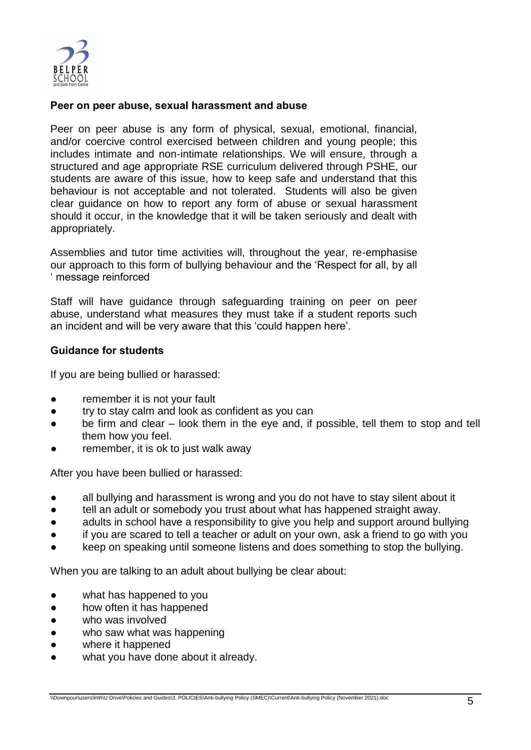**Peer on peer abuse, sexual harassment and abuse**

Peer on peer abuse is any form of physical, sexual, emotional, financial, and/or coercive control exercised between children and young people; this includes intimate and non-intimate relationships. We will ensure, through a structured and age appropriate RSE curriculum delivered through PSHE, our students are aware of this issue, how to keep safe and understand that this behaviour is not acceptable and not tolerated. Students will also be given clear guidance on how to report any form of abuse or sexual harassment should it occur, in the knowledge that it will be taken seriously and dealt with appropriately.

Assemblies and tutor time activities will, throughout the year, re-emphasise our approach to this form of bullying behaviour and the 'Respect for all, by all ' message reinforced

Staff will have guidance through safeguarding training on peer on peer abuse, understand what measures they must take if a student reports such an incident and will be very aware that this 'could happen here'.

**Guidance for students**

If you are being bullied or harassed:

- remember it is not your fault
- try to stay calm and look as confident as you can
- be firm and clear – look them in the eye and, if possible, tell them to stop and tell them how you feel.
- remember, it is ok to just walk away

After you have been bullied or harassed:

- all bullying and harassment is wrong and you do not have to stay silent about it
- tell an adult or somebody you trust about what has happened straight away.
- adults in school have a responsibility to give you help and support around bullying
- if you are scared to tell a teacher or adult on your own, ask a friend to go with you
- keep on speaking until someone listens and does something to stop the bullying.

When you are talking to an adult about bullying be clear about:

- what has happened to you
- how often it has happened
- who was involved
- who saw what was happening
- where it happened
- what you have done about it already.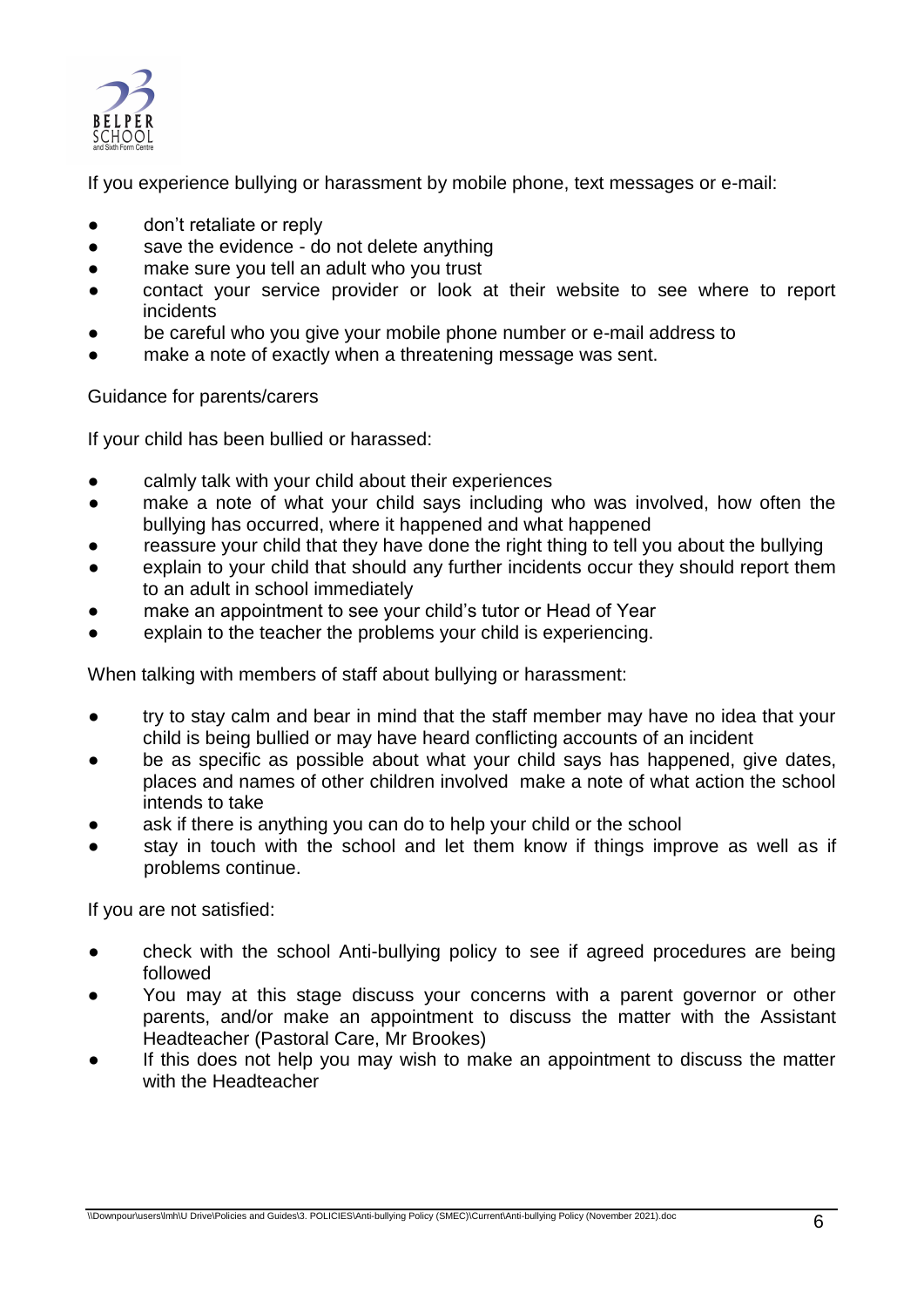If you experience bullying or harassment by mobile phone, text messages or e-mail:

- don't retaliate or reply
- save the evidence - do not delete anything
- make sure you tell an adult who you trust
- contact your service provider or look at their website to see where to report incidents
- be careful who you give your mobile phone number or e-mail address to
- make a note of exactly when a threatening message was sent.

Guidance for parents/carers

If your child has been bullied or harassed:

- calmly talk with your child about their experiences
- make a note of what your child says including who was involved, how often the bullying has occurred, where it happened and what happened
- reassure your child that they have done the right thing to tell you about the bullying
- explain to your child that should any further incidents occur they should report them to an adult in school immediately
- make an appointment to see your child's tutor or Head of Year
- explain to the teacher the problems your child is experiencing.

When talking with members of staff about bullying or harassment:

- try to stay calm and bear in mind that the staff member may have no idea that your child is being bullied or may have heard conflicting accounts of an incident
- be as specific as possible about what your child says has happened, give dates, places and names of other children involved make a note of what action the school intends to take
- ask if there is anything you can do to help your child or the school
- stay in touch with the school and let them know if things improve as well as if problems continue.

If you are not satisfied:

- check with the school Anti-bullying policy to see if agreed procedures are being followed
- You may at this stage discuss your concerns with a parent governor or other parents, and/or make an appointment to discuss the matter with the Assistant Headteacher (Pastoral Care, Mr Brookes)
- If this does not help you may wish to make an appointment to discuss the matter with the Headteacher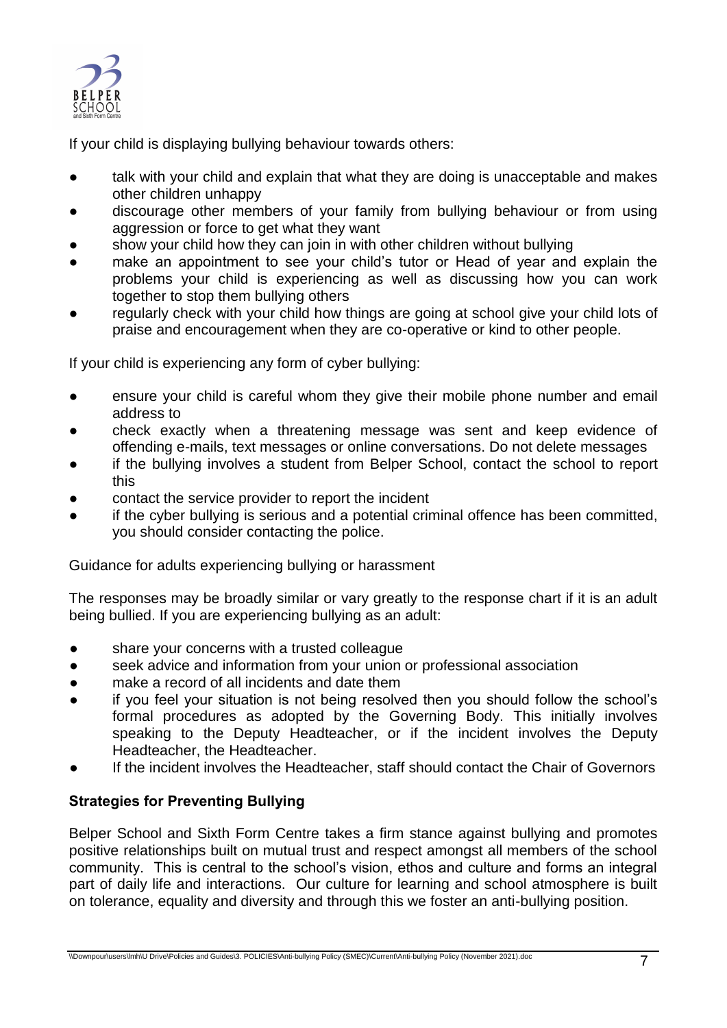If your child is displaying bullying behaviour towards others:

- talk with your child and explain that what they are doing is unacceptable and makes other children unhappy
- discourage other members of your family from bullying behaviour or from using aggression or force to get what they want
- show your child how they can join in with other children without bullying
- make an appointment to see your child's tutor or Head of year and explain the problems your child is experiencing as well as discussing how you can work together to stop them bullying others
- regularly check with your child how things are going at school give your child lots of praise and encouragement when they are co-operative or kind to other people.

If your child is experiencing any form of cyber bullying:

- ensure your child is careful whom they give their mobile phone number and email address to
- check exactly when a threatening message was sent and keep evidence of offending e-mails, text messages or online conversations. Do not delete messages
- if the bullying involves a student from Belper School, contact the school to report this
- contact the service provider to report the incident
- if the cyber bullying is serious and a potential criminal offence has been committed, you should consider contacting the police.

Guidance for adults experiencing bullying or harassment

The responses may be broadly similar or vary greatly to the response chart if it is an adult being bullied. If you are experiencing bullying as an adult:

- share your concerns with a trusted colleague
- seek advice and information from your union or professional association
- make a record of all incidents and date them
- if you feel your situation is not being resolved then you should follow the school's formal procedures as adopted by the Governing Body. This initially involves speaking to the Deputy Headteacher, or if the incident involves the Deputy Headteacher, the Headteacher.
- If the incident involves the Headteacher, staff should contact the Chair of Governors

## Strategies for Preventing Bullying

Belper School and Sixth Form Centre takes a firm stance against bullying and promotes positive relationships built on mutual trust and respect amongst all members of the school community. This is central to the school's vision, ethos and culture and forms an integral part of daily life and interactions. Our culture for learning and school atmosphere is built on tolerance, equality and diversity and through this we foster an anti-bullying position.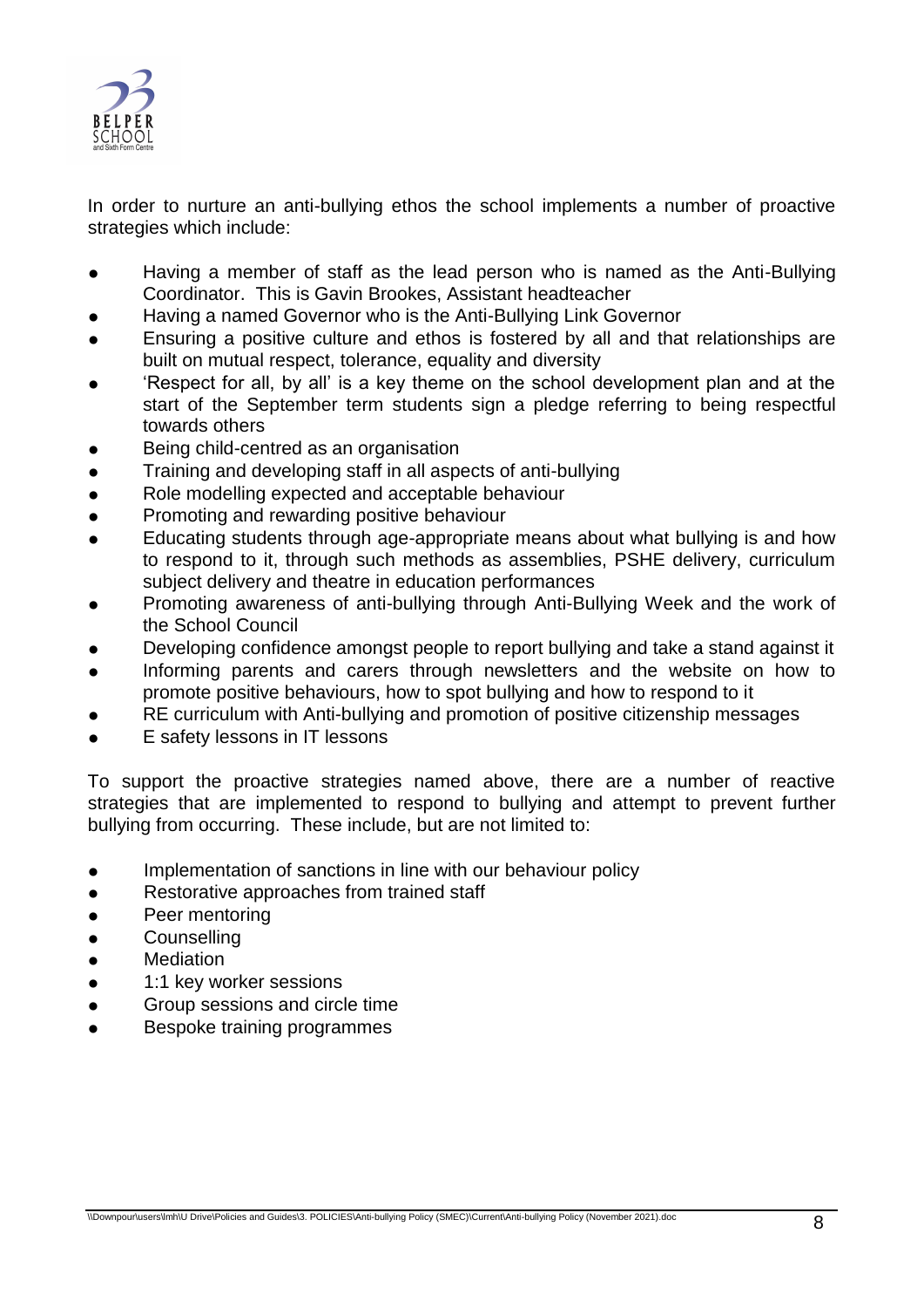In order to nurture an anti-bullying ethos the school implements a number of proactive strategies which include:

- Having a member of staff as the lead person who is named as the Anti-Bullying Coordinator. This is Gavin Brookes, Assistant headteacher
- Having a named Governor who is the Anti-Bullying Link Governor
- Ensuring a positive culture and ethos is fostered by all and that relationships are built on mutual respect, tolerance, equality and diversity
- 'Respect for all, by all' is a key theme on the school development plan and at the start of the September term students sign a pledge referring to being respectful towards others
- Being child-centred as an organisation
- Training and developing staff in all aspects of anti-bullying
- Role modelling expected and acceptable behaviour
- Promoting and rewarding positive behaviour
- Educating students through age-appropriate means about what bullying is and how to respond to it, through such methods as assemblies, PSHE delivery, curriculum subject delivery and theatre in education performances
- Promoting awareness of anti-bullying through Anti-Bullying Week and the work of the School Council
- Developing confidence amongst people to report bullying and take a stand against it
- Informing parents and carers through newsletters and the website on how to promote positive behaviours, how to spot bullying and how to respond to it
- RE curriculum with Anti-bullying and promotion of positive citizenship messages
- E safety lessons in IT lessons

To support the proactive strategies named above, there are a number of reactive strategies that are implemented to respond to bullying and attempt to prevent further bullying from occurring. These include, but are not limited to:

- Implementation of sanctions in line with our behaviour policy
- Restorative approaches from trained staff
- Peer mentoring
- Counselling
- Mediation
- 1:1 key worker sessions
- Group sessions and circle time
- Bespoke training programmes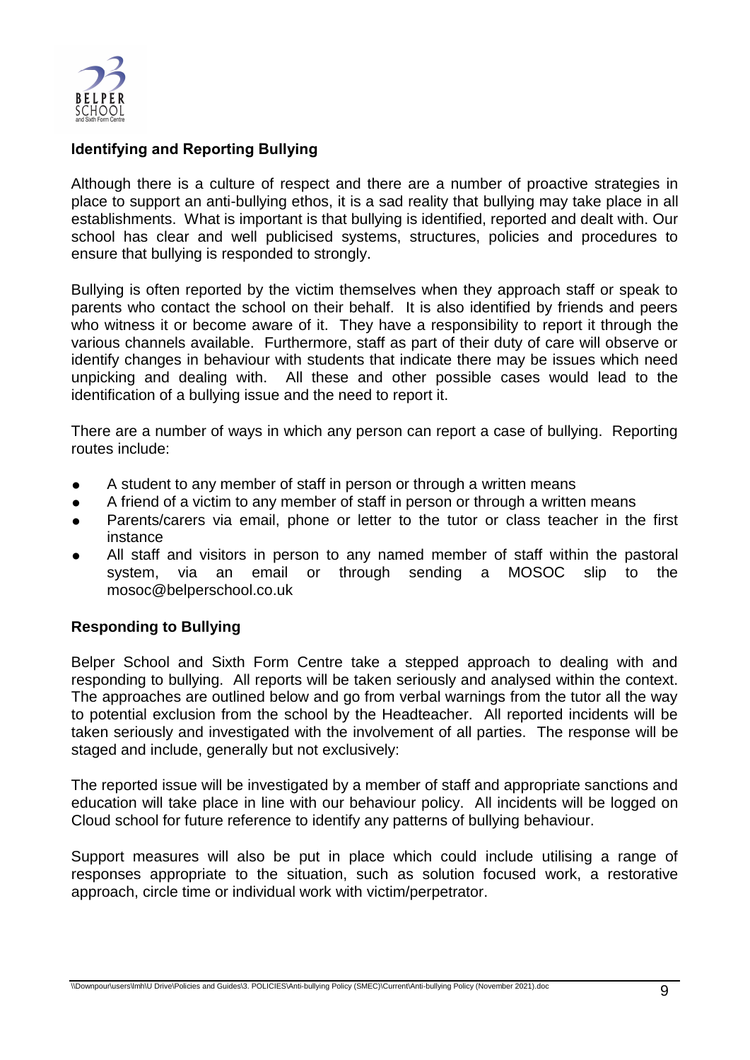## Identifying and Reporting Bullying

Although there is a culture of respect and there are a number of proactive strategies in place to support an anti-bullying ethos, it is a sad reality that bullying may take place in all establishments. What is important is that bullying is identified, reported and dealt with. Our school has clear and well publicised systems, structures, policies and procedures to ensure that bullying is responded to strongly.

Bullying is often reported by the victim themselves when they approach staff or speak to parents who contact the school on their behalf. It is also identified by friends and peers who witness it or become aware of it. They have a responsibility to report it through the various channels available. Furthermore, staff as part of their duty of care will observe or identify changes in behaviour with students that indicate there may be issues which need unpicking and dealing with. All these and other possible cases would lead to the identification of a bullying issue and the need to report it.

There are a number of ways in which any person can report a case of bullying. Reporting routes include:

- A student to any member of staff in person or through a written means
- A friend of a victim to any member of staff in person or through a written means
- Parents/carers via email, phone or letter to the tutor or class teacher in the first instance
- All staff and visitors in person to any named member of staff within the pastoral system, via an email or through sending a MOSOC slip to the mosoc@belperschool.co.uk

## Responding to Bullying

Belper School and Sixth Form Centre take a stepped approach to dealing with and responding to bullying. All reports will be taken seriously and analysed within the context. The approaches are outlined below and go from verbal warnings from the tutor all the way to potential exclusion from the school by the Headteacher. All reported incidents will be taken seriously and investigated with the involvement of all parties. The response will be staged and include, generally but not exclusively:

The reported issue will be investigated by a member of staff and appropriate sanctions and education will take place in line with our behaviour policy. All incidents will be logged on Cloud school for future reference to identify any patterns of bullying behaviour.

Support measures will also be put in place which could include utilising a range of responses appropriate to the situation, such as solution focused work, a restorative approach, circle time or individual work with victim/perpetrator.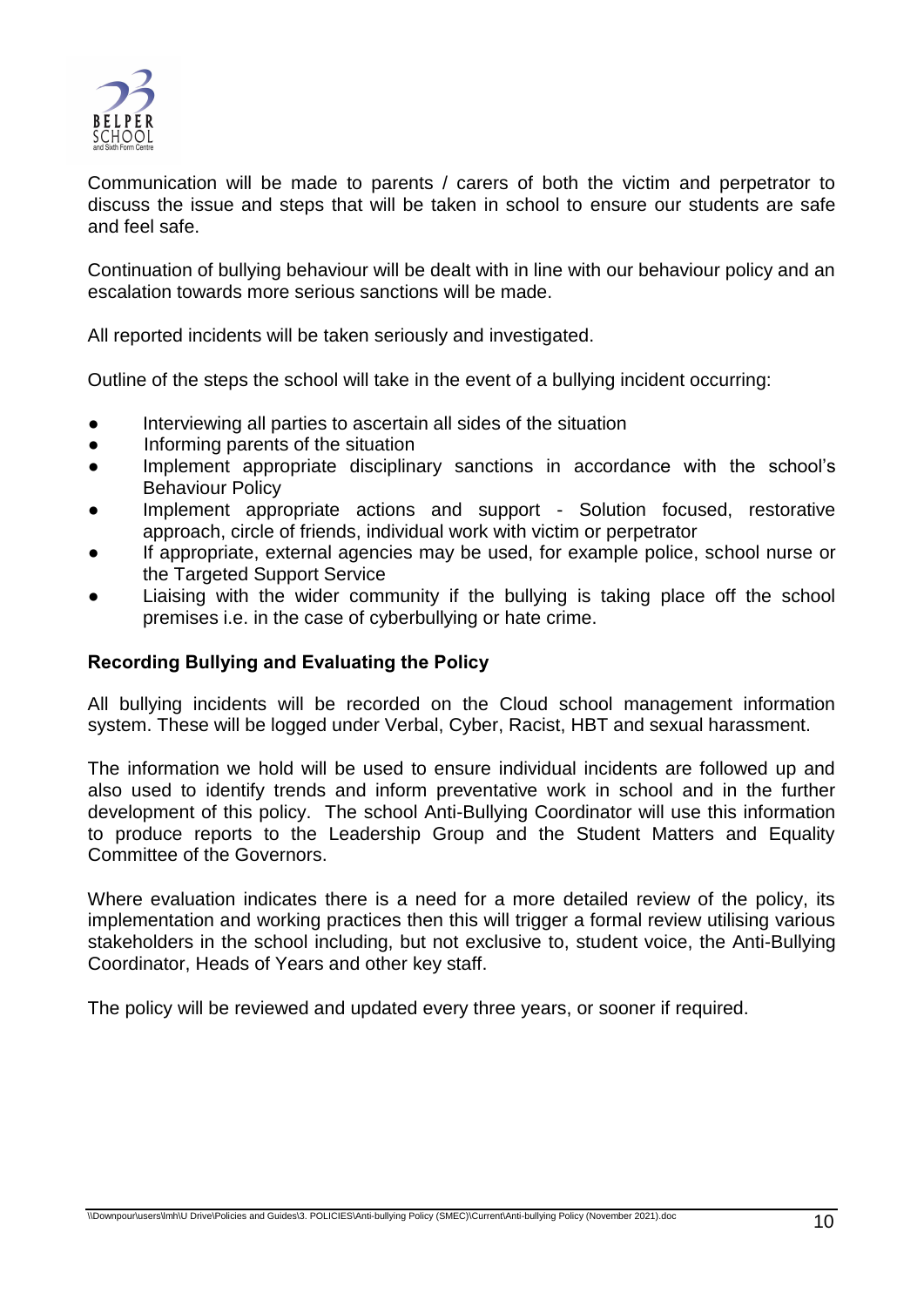Communication will be made to parents / carers of both the victim and perpetrator to discuss the issue and steps that will be taken in school to ensure our students are safe and feel safe.

Continuation of bullying behaviour will be dealt with in line with our behaviour policy and an escalation towards more serious sanctions will be made.

All reported incidents will be taken seriously and investigated.

Outline of the steps the school will take in the event of a bullying incident occurring:

- Interviewing all parties to ascertain all sides of the situation
- Informing parents of the situation
- Implement appropriate disciplinary sanctions in accordance with the school's Behaviour Policy
- Implement appropriate actions and support - Solution focused, restorative approach, circle of friends, individual work with victim or perpetrator
- If appropriate, external agencies may be used, for example police, school nurse or the Targeted Support Service
- Liaising with the wider community if the bullying is taking place off the school premises i.e. in the case of cyberbullying or hate crime.

**Recording Bullying and Evaluating the Policy**

All bullying incidents will be recorded on the Cloud school management information system. These will be logged under Verbal, Cyber, Racist, HBT and sexual harassment.

The information we hold will be used to ensure individual incidents are followed up and also used to identify trends and inform preventative work in school and in the further development of this policy. The school Anti-Bullying Coordinator will use this information to produce reports to the Leadership Group and the Student Matters and Equality Committee of the Governors.

Where evaluation indicates there is a need for a more detailed review of the policy, its implementation and working practices then this will trigger a formal review utilising various stakeholders in the school including, but not exclusive to, student voice, the Anti-Bullying Coordinator, Heads of Years and other key staff.

The policy will be reviewed and updated every three years, or sooner if required.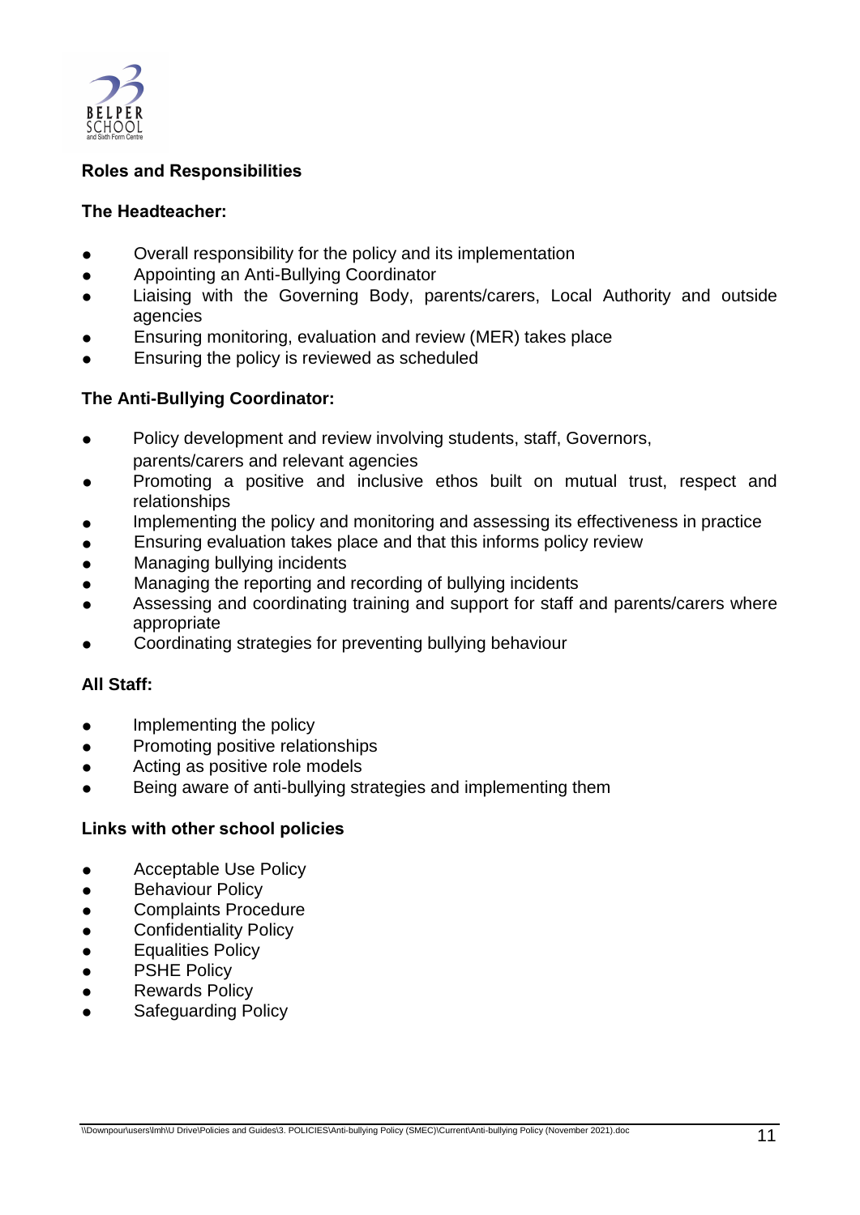## Roles and Responsibilities

### The Headteacher:

- Overall responsibility for the policy and its implementation
- Appointing an Anti-Bullying Coordinator
- Liaising with the Governing Body, parents/carers, Local Authority and outside agencies
- Ensuring monitoring, evaluation and review (MER) takes place
- Ensuring the policy is reviewed as scheduled

### The Anti-Bullying Coordinator:

- Policy development and review involving students, staff, Governors, parents/carers and relevant agencies
- Promoting a positive and inclusive ethos built on mutual trust, respect and relationships
- Implementing the policy and monitoring and assessing its effectiveness in practice
- Ensuring evaluation takes place and that this informs policy review
- Managing bullying incidents
- Managing the reporting and recording of bullying incidents
- Assessing and coordinating training and support for staff and parents/carers where appropriate
- Coordinating strategies for preventing bullying behaviour

### All Staff:

- Implementing the policy
- Promoting positive relationships
- Acting as positive role models
- Being aware of anti-bullying strategies and implementing them

## Links with other school policies

- Acceptable Use Policy
- Behaviour Policy
- Complaints Procedure
- Confidentiality Policy
- Equalities Policy
- PSHE Policy
- Rewards Policy
- Safeguarding Policy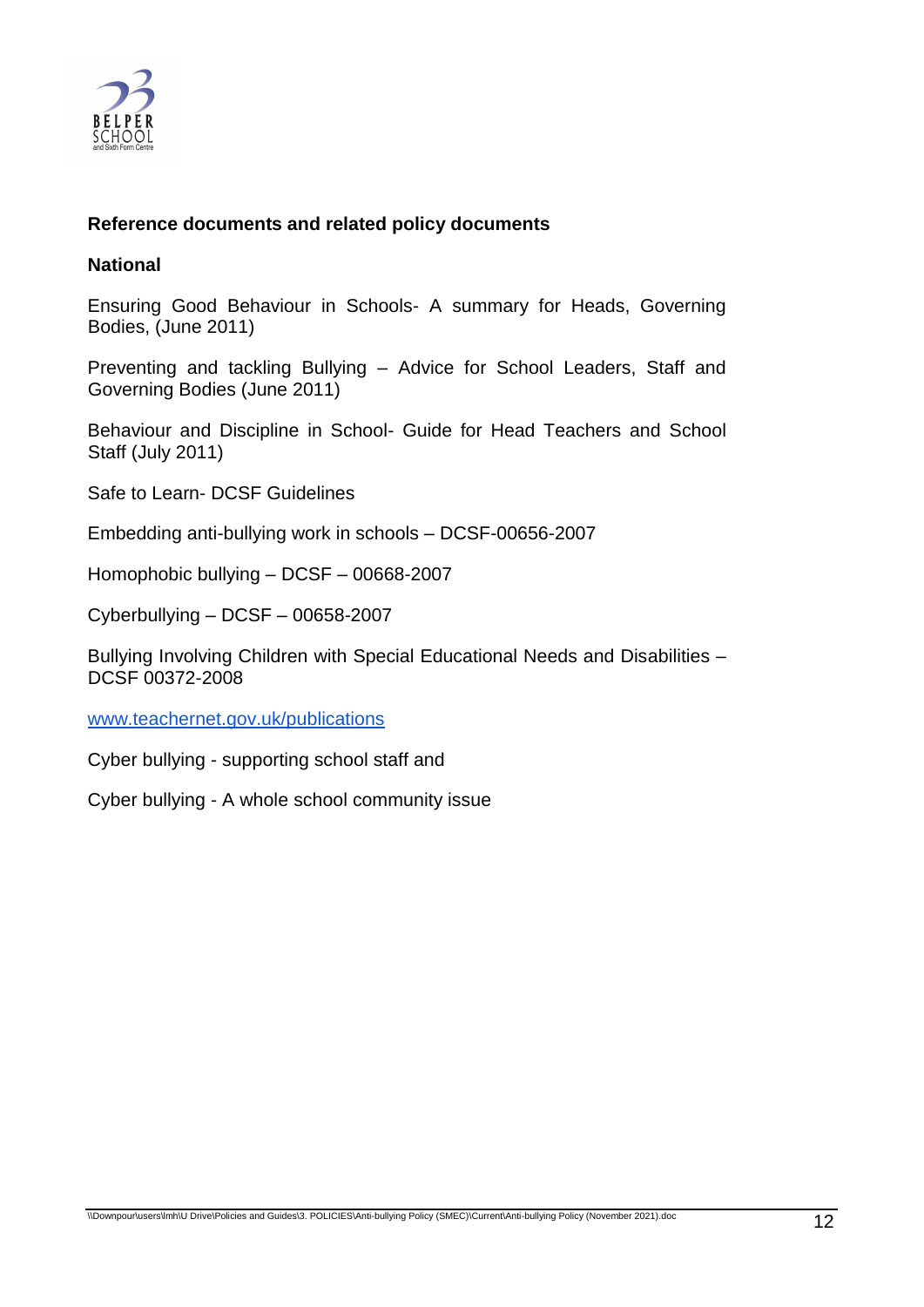**Reference documents and related policy documents**

**National**

Ensuring Good Behaviour in Schools- A summary for Heads, Governing Bodies, (June 2011)

Preventing and tackling Bullying – Advice for School Leaders, Staff and Governing Bodies (June 2011)

Behaviour and Discipline in School- Guide for Head Teachers and School Staff (July 2011)

Safe to Learn- DCSF Guidelines

Embedding anti-bullying work in schools – DCSF-00656-2007

Homophobic bullying – DCSF – 00668-2007

Cyberbullying – DCSF – 00658-2007

Bullying Involving Children with Special Educational Needs and Disabilities – DCSF 00372-2008

[www.teachernet.gov.uk/publications](http://www.teachernet.gov.uk/publications)

Cyber bullying - supporting school staff and

Cyber bullying - A whole school community issue